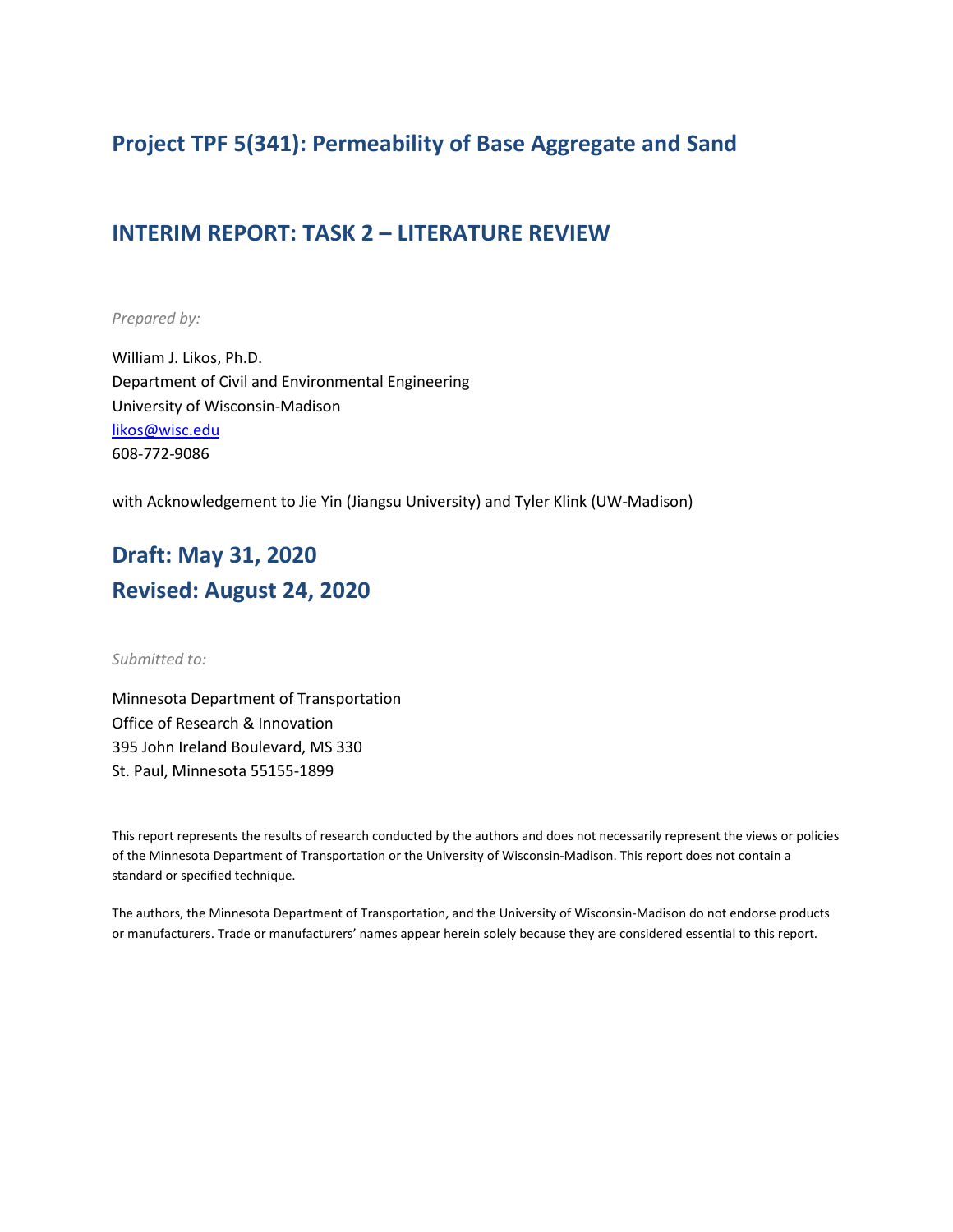## Project TPF 5(341): Permeability of Base Aggregate and Sand

## INTERIM REPORT: TASK 2 – LITERATURE REVIEW

*Prepared by:*

William J. Likos, Ph.D.
Department of Civil and Environmental Engineering
University of Wisconsin-Madison
likos@wisc.edu
608-772-9086

with Acknowledgement to Jie Yin (Jiangsu University) and Tyler Klink (UW-Madison)

## Draft: May 31, 2020
## Revised: August 24, 2020

*Submitted to:*

Minnesota Department of Transportation
Office of Research & Innovation
395 John Ireland Boulevard, MS 330
St. Paul, Minnesota 55155-1899

This report represents the results of research conducted by the authors and does not necessarily represent the views or policies of the Minnesota Department of Transportation or the University of Wisconsin-Madison. This report does not contain a standard or specified technique.

The authors, the Minnesota Department of Transportation, and the University of Wisconsin-Madison do not endorse products or manufacturers. Trade or manufacturers' names appear herein solely because they are considered essential to this report.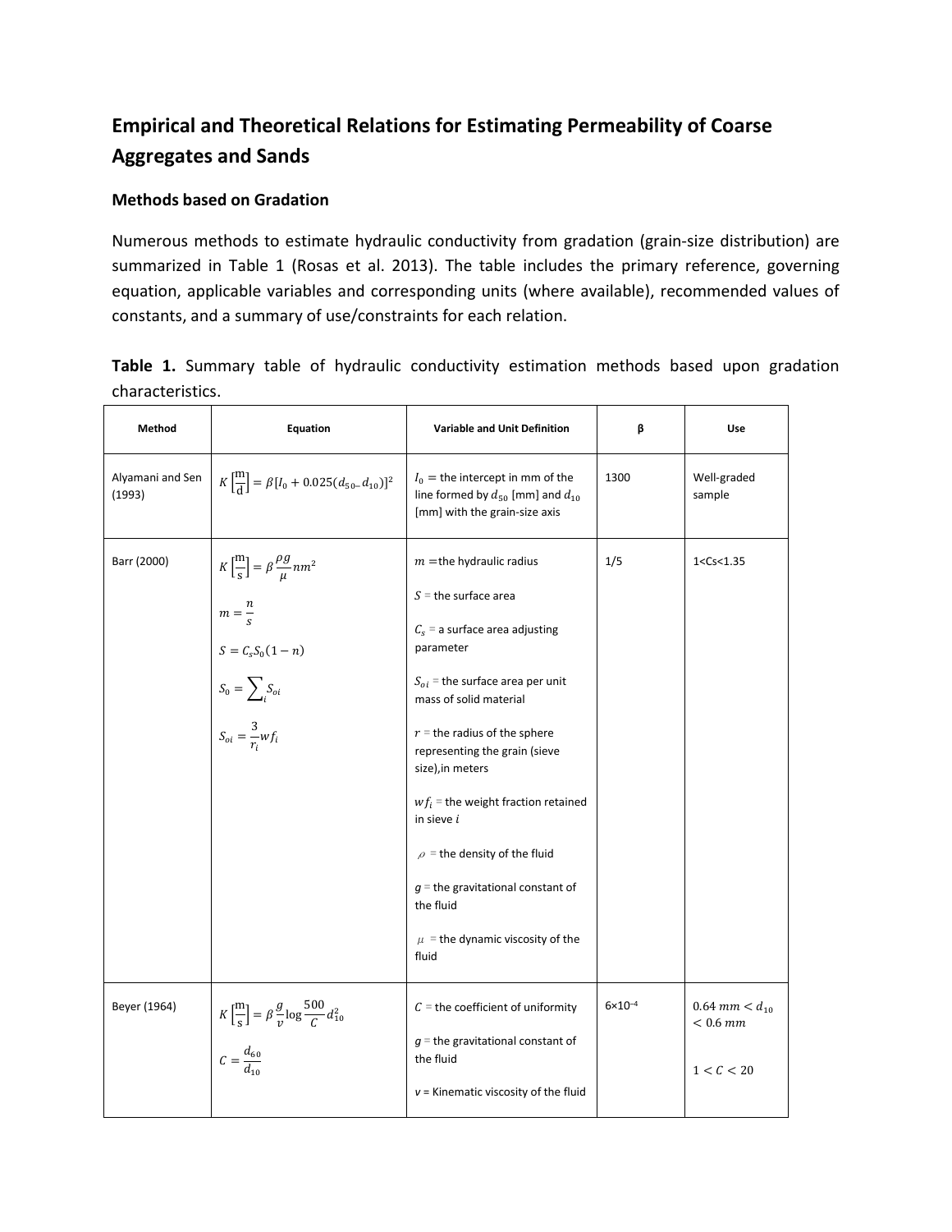## Empirical and Theoretical Relations for Estimating Permeability of Coarse Aggregates and Sands

### Methods based on Gradation

Numerous methods to estimate hydraulic conductivity from gradation (grain-size distribution) are summarized in Table 1 (Rosas et al. 2013). The table includes the primary reference, governing equation, applicable variables and corresponding units (where available), recommended values of constants, and a summary of use/constraints for each relation.

**Table 1.** Summary table of hydraulic conductivity estimation methods based upon gradation characteristics.

| Method | Equation | Variable and Unit Definition | β | Use |
|---|---|---|---|---|
| Alyamani and Sen (1993) | $K\left[\frac{\text{m}}{\text{d}}\right] = \beta[I_0 + 0.025(d_{50} - d_{10})]^2$ | $I_0$ = the intercept in mm of the line formed by $d_{50}$ [mm] and $d_{10}$ [mm] with the grain-size axis | 1300 | Well-graded sample |
| Barr (2000) | $K\left[\frac{\text{m}}{\text{s}}\right] = \beta\frac{\rho g}{\mu}nm^2$<br>$m = \frac{n}{s}$<br>$S = C_s S_0(1-n)$<br>$S_0 = \sum_i S_{oi}$<br>$S_{oi} = \frac{3}{r_i}wf_i$ | $m$ = the hydraulic radius<br>$S$ = the surface area<br>$C_s$ = a surface area adjusting parameter<br>$S_{oi}$ = the surface area per unit mass of solid material<br>$r$ = the radius of the sphere representing the grain (sieve size), in meters<br>$wf_i$ = the weight fraction retained in sieve $i$<br>$\rho$ = the density of the fluid<br>$g$ = the gravitational constant of the fluid<br>$\mu$ = the dynamic viscosity of the fluid | 1/5 | 1<Cs<1.35 |
| Beyer (1964) | $K\left[\frac{\text{m}}{\text{s}}\right] = \beta\frac{g}{v}\log\frac{500}{C}d_{10}^2$<br>$C = \frac{d_{60}}{d_{10}}$ | $C$ = the coefficient of uniformity<br>$g$ = the gravitational constant of the fluid<br>$v$ = Kinematic viscosity of the fluid | $6\times10^{-4}$ | $0.64\ mm < d_{10} < 0.6\ mm$<br>$1 < C < 20$ |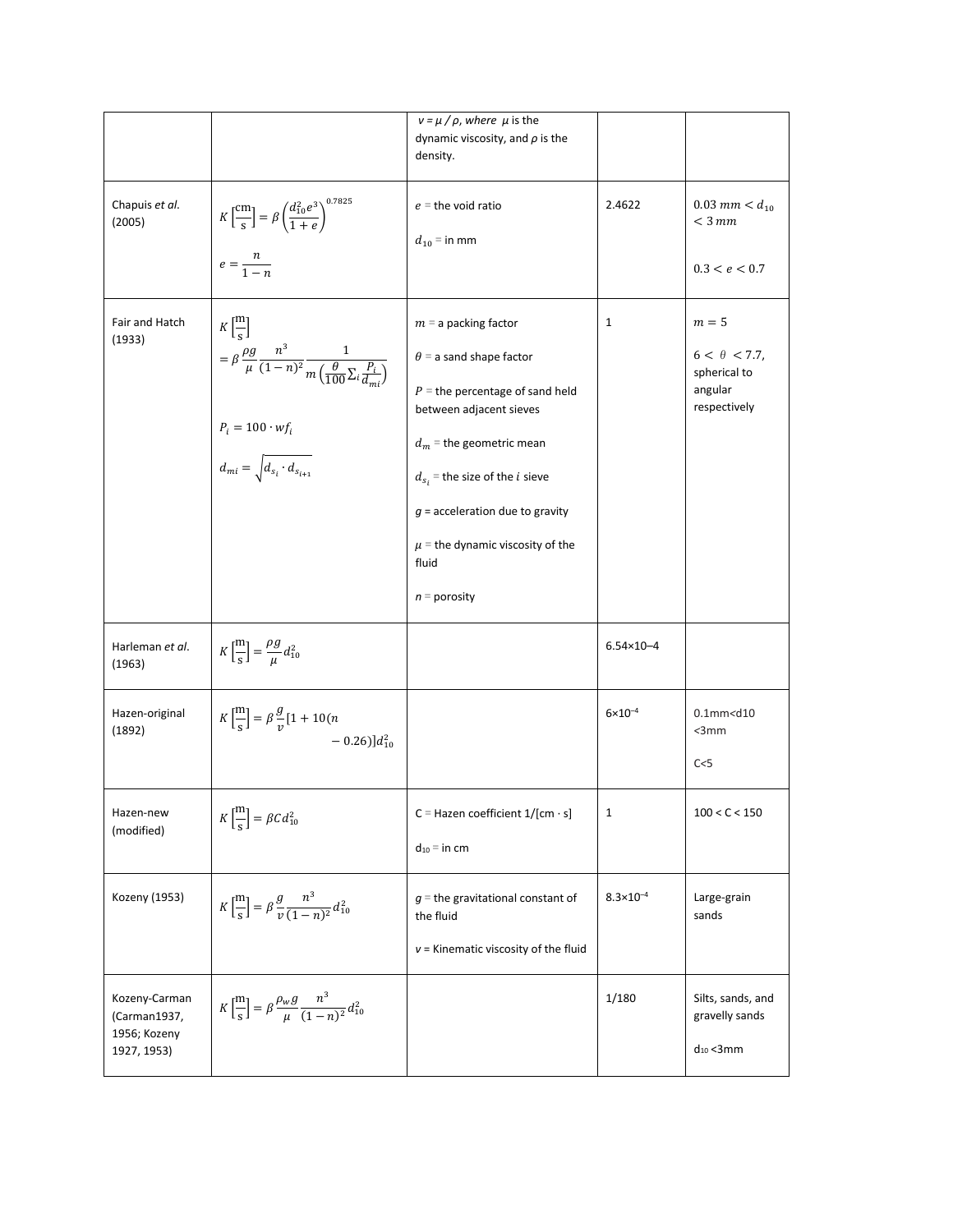| | | | | |
|---|---|---|---|---|
| | | $v = \mu / \rho$, *where* $\mu$ is the dynamic viscosity, and $\rho$ is the density. | | |
| Chapuis *et al.* (2005) | $K\left[\frac{\text{cm}}{\text{s}}\right] = \beta\left(\frac{d_{10}^2 e^3}{1+e}\right)^{0.7825}$ <br><br> $e = \frac{n}{1-n}$ | $e$ = the void ratio <br><br> $d_{10}$ = in mm | 2.4622 | $0.03\ mm < d_{10} < 3\ mm$ <br><br> $0.3 < e < 0.7$ |
| Fair and Hatch (1933) | $K\left[\frac{\text{m}}{\text{s}}\right] = \beta\frac{\rho g}{\mu}\frac{n^3}{(1-n)^2}\frac{1}{m\left(\frac{\theta}{100}\sum_i \frac{P_i}{d_{mi}}\right)}$ <br><br> $P_i = 100 \cdot wf_i$ <br><br> $d_{mi} = \sqrt{d_{s_i} \cdot d_{s_{i+1}}}$ | $m$ = a packing factor <br><br> $\theta$ = a sand shape factor <br><br> $P$ = the percentage of sand held between adjacent sieves <br><br> $d_m$ = the geometric mean <br><br> $d_{s_i}$ = the size of the $i$ sieve <br><br> $g$ = acceleration due to gravity <br><br> $\mu$ = the dynamic viscosity of the fluid <br><br> $n$ = porosity | 1 | $m = 5$ <br><br> $6 < \theta < 7.7$, spherical to angular respectively |
| Harleman *et al.* (1963) | $K\left[\frac{\text{m}}{\text{s}}\right] = \frac{\rho g}{\mu} d_{10}^2$ | | 6.54×10–4 | |
| Hazen-original (1892) | $K\left[\frac{\text{m}}{\text{s}}\right] = \beta\frac{g}{v}[1 + 10(n - 0.26)]d_{10}^2$ | | $6\times10^{-4}$ | 0.1mm<d10 <3mm <br><br> C<5 |
| Hazen-new (modified) | $K\left[\frac{\text{m}}{\text{s}}\right] = \beta C d_{10}^2$ | C = Hazen coefficient 1/[cm · s] <br><br> $d_{10}$ = in cm | 1 | 100 < C < 150 |
| Kozeny (1953) | $K\left[\frac{\text{m}}{\text{s}}\right] = \beta\frac{g}{v}\frac{n^3}{(1-n)^2}d_{10}^2$ | $g$ = the gravitational constant of the fluid <br><br> $v$ = Kinematic viscosity of the fluid | $8.3\times10^{-4}$ | Large-grain sands |
| Kozeny-Carman (Carman1937, 1956; Kozeny 1927, 1953) | $K\left[\frac{\text{m}}{\text{s}}\right] = \beta\frac{\rho_w g}{\mu}\frac{n^3}{(1-n)^2}d_{10}^2$ | | 1/180 | Silts, sands, and gravelly sands <br><br> $d_{10}$ <3mm |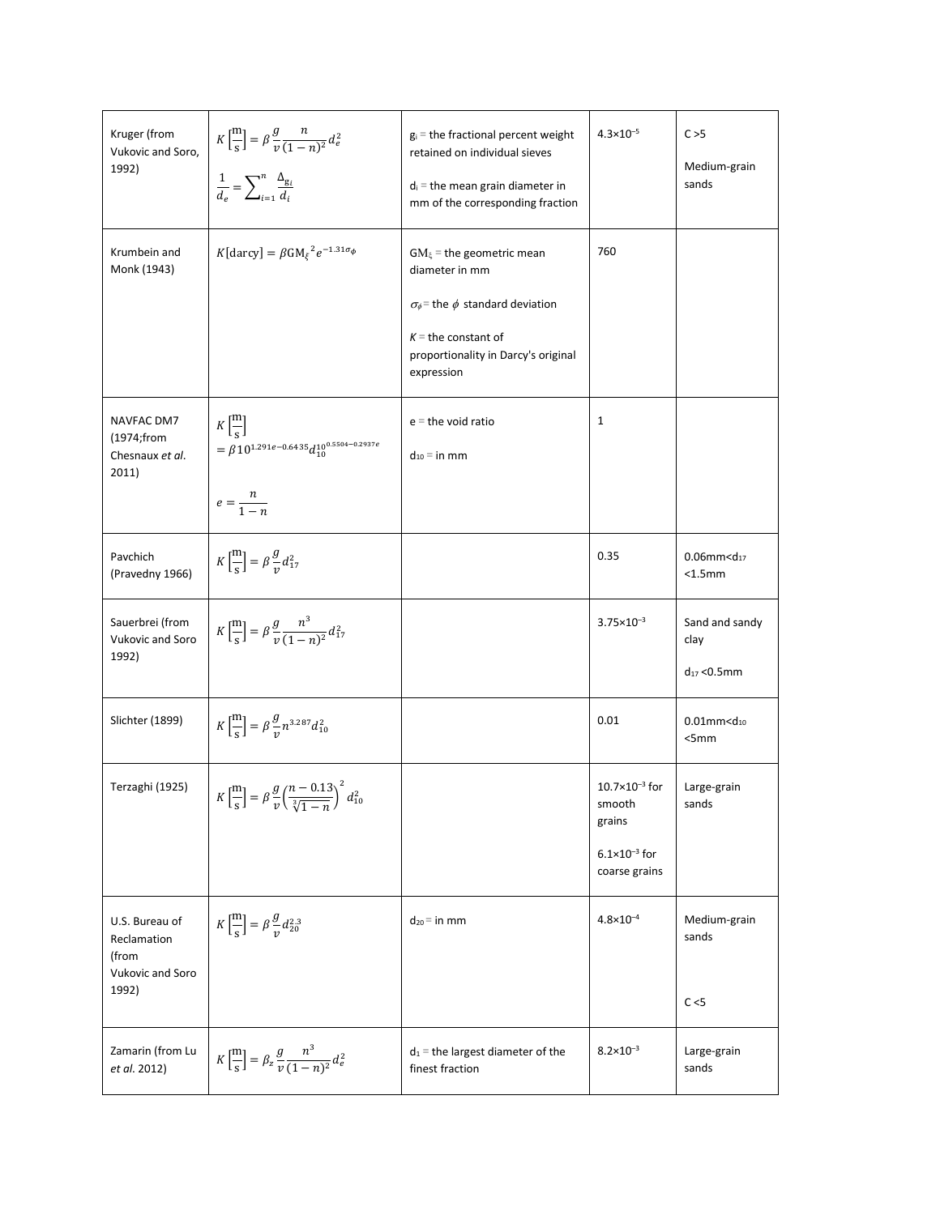| | | | | |
|---|---|---|---|---|
| Kruger (from Vukovic and Soro, 1992) | $K\left[\frac{\text{m}}{\text{s}}\right] = \beta \frac{g}{v} \frac{n}{(1-n)^2} d_e^2$ <br> $\frac{1}{d_e} = \sum_{i=1}^{n} \frac{\Delta_{g_i}}{d_i}$ | $g_i$ = the fractional percent weight retained on individual sieves <br><br> $d_i$ = the mean grain diameter in mm of the corresponding fraction | $4.3 \times 10^{-5}$ | C >5 <br><br> Medium-grain sands |
| Krumbein and Monk (1943) | $K[\text{darcy}] = \beta \text{GM}_{\xi}{}^{2} e^{-1.31\sigma_{\phi}}$ | $\text{GM}_{\xi}$ = the geometric mean diameter in mm <br><br> $\sigma_{\phi}$ = the $\phi$ standard deviation <br><br> $K$ = the constant of proportionality in Darcy's original expression | 760 | |
| NAVFAC DM7 (1974;from Chesnaux *et al.* 2011) | $K\left[\frac{\text{m}}{\text{s}}\right] = \beta 10^{1.291e-0.6435} d_{10}^{10^{0.5504-0.2937e}}$ <br><br> $e = \frac{n}{1-n}$ | e = the void ratio <br><br> $d_{10}$ = in mm | 1 | |
| Pavchich (Pravedny 1966) | $K\left[\frac{\text{m}}{\text{s}}\right] = \beta \frac{g}{v} d_{17}^2$ | | 0.35 | 0.06mm< $d_{17}$ <1.5mm |
| Sauerbrei (from Vukovic and Soro 1992) | $K\left[\frac{\text{m}}{\text{s}}\right] = \beta \frac{g}{v} \frac{n^3}{(1-n)^2} d_{17}^2$ | | $3.75 \times 10^{-3}$ | Sand and sandy clay <br><br> $d_{17}$ <0.5mm |
| Slichter (1899) | $K\left[\frac{\text{m}}{\text{s}}\right] = \beta \frac{g}{v} n^{3.287} d_{10}^2$ | | 0.01 | 0.01mm< $d_{10}$ <5mm |
| Terzaghi (1925) | $K\left[\frac{\text{m}}{\text{s}}\right] = \beta \frac{g}{v} \left(\frac{n-0.13}{\sqrt[3]{1-n}}\right)^2 d_{10}^2$ | | $10.7 \times 10^{-3}$ for smooth grains <br><br> $6.1 \times 10^{-3}$ for coarse grains | Large-grain sands |
| U.S. Bureau of Reclamation (from Vukovic and Soro 1992) | $K\left[\frac{\text{m}}{\text{s}}\right] = \beta \frac{g}{v} d_{20}^{2.3}$ | $d_{20}$ = in mm | $4.8 \times 10^{-4}$ | Medium-grain sands <br><br> C <5 |
| Zamarin (from Lu *et al.* 2012) | $K\left[\frac{\text{m}}{\text{s}}\right] = \beta_z \frac{g}{v} \frac{n^3}{(1-n)^2} d_e^2$ | $d_1$ = the largest diameter of the finest fraction | $8.2 \times 10^{-3}$ | Large-grain sands |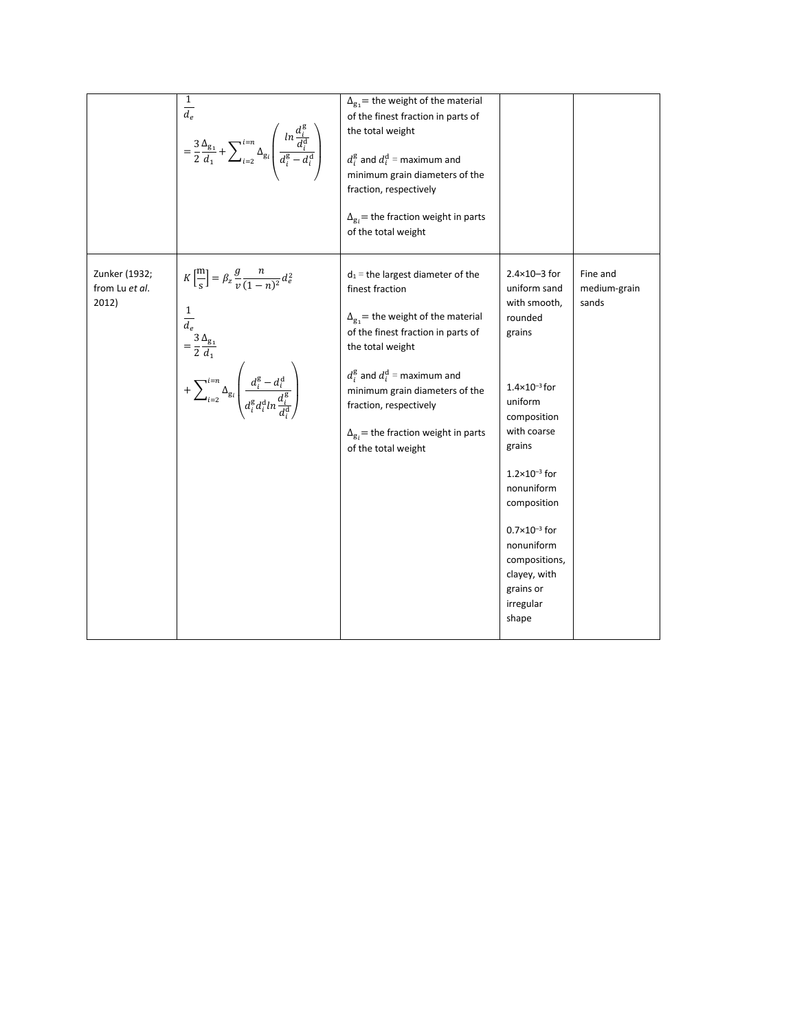|  |  |  |  |  |
|---|---|---|---|---|
|  | $\frac{1}{d_e} = \frac{3}{2}\frac{\Delta_{g_1}}{d_1} + \sum_{i=2}^{i=n} \Delta_{g_i} \left( \frac{ln\frac{d_i^g}{d_i^d}}{d_i^g - d_i^d} \right)$ | $\Delta_{g_1}$ = the weight of the material of the finest fraction in parts of the total weight<br><br>$d_i^g$ and $d_i^d$ = maximum and minimum grain diameters of the fraction, respectively<br><br>$\Delta_{g_i}$ = the fraction weight in parts of the total weight |  |  |
| Zunker (1932; from Lu *et al.* 2012) | $K\left[\frac{m}{s}\right] = \beta_z \frac{g}{v}\frac{n}{(1-n)^2} d_e^2$<br><br>$\frac{1}{d_e} = \frac{3}{2}\frac{\Delta_{g_1}}{d_1} + \sum_{i=2}^{i=n} \Delta_{g_i} \left( \frac{d_i^g - d_i^d}{d_i^g d_i^d ln\frac{d_i^g}{d_i^d}} \right)$ | $d_1$ = the largest diameter of the finest fraction<br><br>$\Delta_{g_1}$ = the weight of the material of the finest fraction in parts of the total weight<br><br>$d_i^g$ and $d_i^d$ = maximum and minimum grain diameters of the fraction, respectively<br><br>$\Delta_{g_i}$ = the fraction weight in parts of the total weight | 2.4×10–3 for uniform sand with smooth, rounded grains<br><br>$1.4\times10^{-3}$ for uniform composition with coarse grains<br><br>$1.2\times10^{-3}$ for nonuniform composition<br><br>$0.7\times10^{-3}$ for nonuniform compositions, clayey, with grains or irregular shape | Fine and medium-grain sands |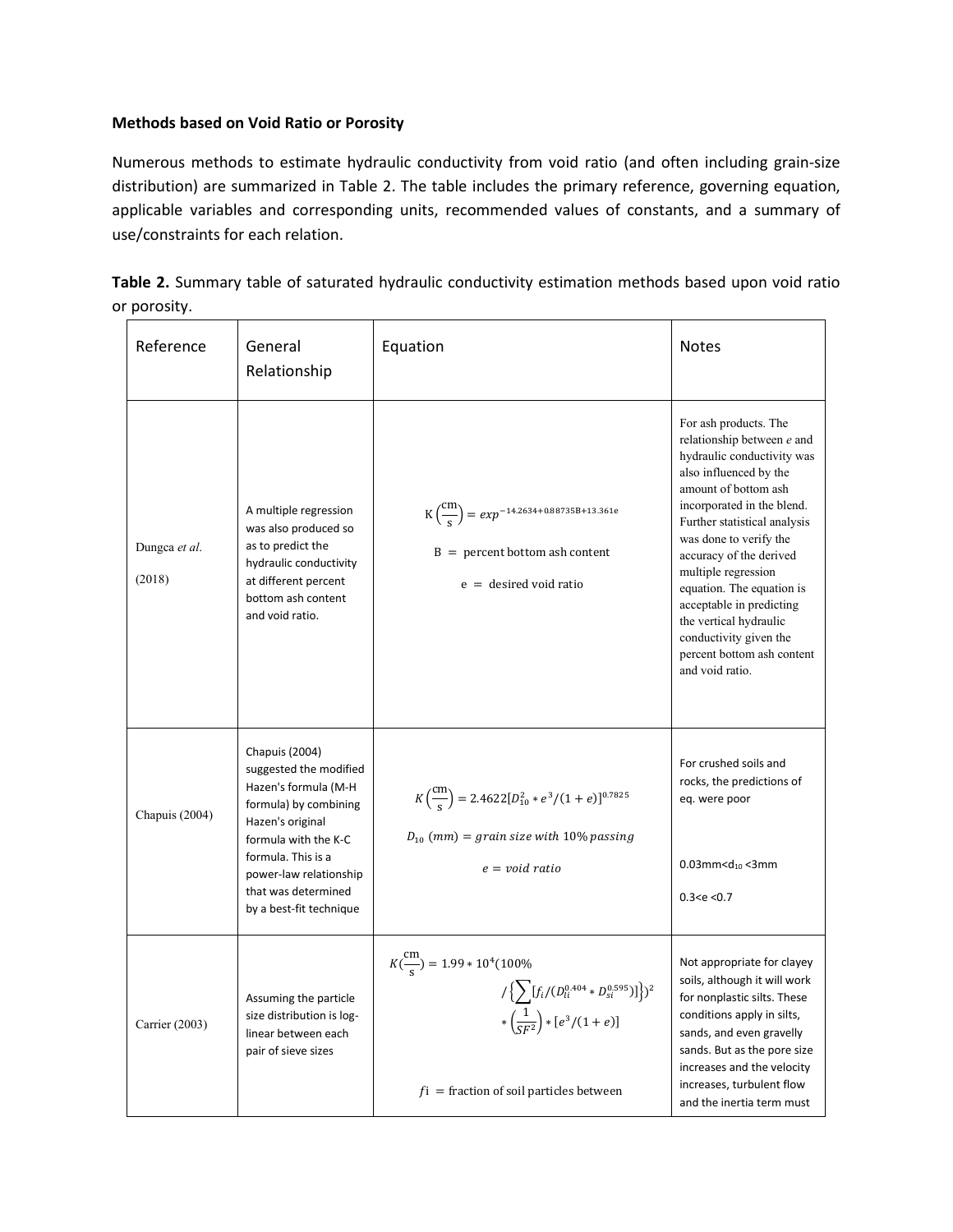**Methods based on Void Ratio or Porosity**

Numerous methods to estimate hydraulic conductivity from void ratio (and often including grain-size distribution) are summarized in Table 2. The table includes the primary reference, governing equation, applicable variables and corresponding units, recommended values of constants, and a summary of use/constraints for each relation.

**Table 2.** Summary table of saturated hydraulic conductivity estimation methods based upon void ratio or porosity.

| Reference | General Relationship | Equation | Notes |
|---|---|---|---|
| Dungca *et al.* (2018) | A multiple regression was also produced so as to predict the hydraulic conductivity at different percent bottom ash content and void ratio. | $K\left(\frac{\text{cm}}{\text{s}}\right) = exp^{-14.2634+0.88735B+13.361e}$ <br> $B$ = percent bottom ash content <br> $e$ = desired void ratio | For ash products. The relationship between *e* and hydraulic conductivity was also influenced by the amount of bottom ash incorporated in the blend. Further statistical analysis was done to verify the accuracy of the derived multiple regression equation. The equation is acceptable in predicting the vertical hydraulic conductivity given the percent bottom ash content and void ratio. |
| Chapuis (2004) | Chapuis (2004) suggested the modified Hazen's formula (M-H formula) by combining Hazen's original formula with the K-C formula. This is a power-law relationship that was determined by a best-fit technique | $K\left(\frac{\text{cm}}{\text{s}}\right) = 2.4622[D_{10}^2 * e^3/(1+e)]^{0.7825}$ <br> $D_{10}$ (mm) = grain size with 10% passing <br> $e$ = void ratio | For crushed soils and rocks, the predictions of eq. were poor <br> $0.03\text{mm}<d_{10}<3\text{mm}$ <br> $0.3<e<0.7$ |
| Carrier (2003) | Assuming the particle size distribution is log-linear between each pair of sieve sizes | $K\left(\frac{\text{cm}}{\text{s}}\right) = 1.99 * 10^4(100\% / \{\sum[f_i/(D_{li}^{0.404} * D_{si}^{0.595})]\})^2 * \left(\frac{1}{SF^2}\right) * [e^3/(1+e)]$ <br> $f_i$ = fraction of soil particles between | Not appropriate for clayey soils, although it will work for nonplastic silts. These conditions apply in silts, sands, and even gravelly sands. But as the pore size increases and the velocity increases, turbulent flow and the inertia term must |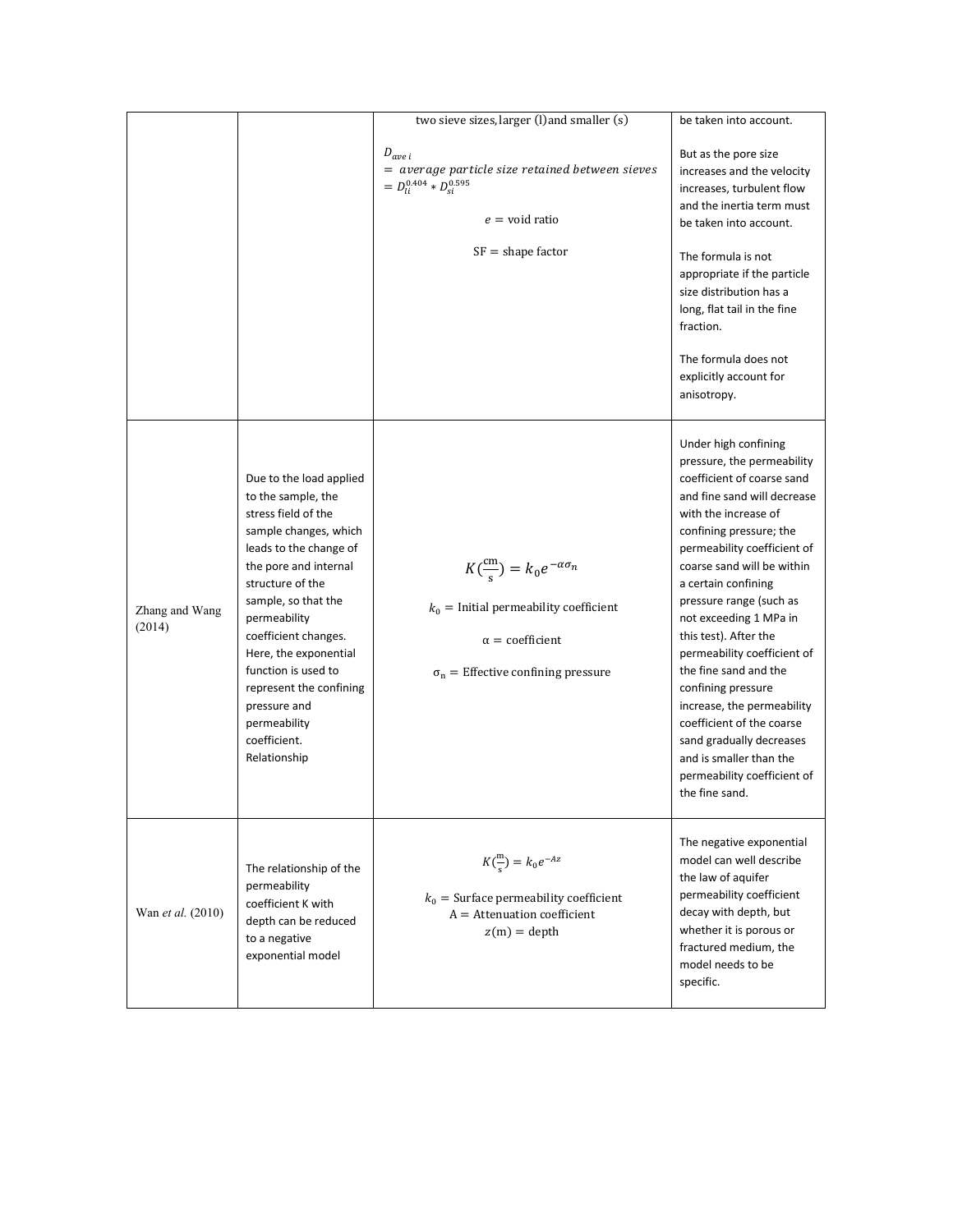| | | | |
|---|---|---|---|
| | | two sieve sizes, larger (l) and smaller (s)<br><br>$D_{ave\ i} = average\ particle\ size\ retained\ between\ sieves = D_{li}^{0.404} * D_{si}^{0.595}$<br><br>$e$ = void ratio<br><br>SF = shape factor | be taken into account.<br><br>But as the pore size increases and the velocity increases, turbulent flow and the inertia term must be taken into account.<br><br>The formula is not appropriate if the particle size distribution has a long, flat tail in the fine fraction.<br><br>The formula does not explicitly account for anisotropy. |
| Zhang and Wang (2014) | Due to the load applied to the sample, the stress field of the sample changes, which leads to the change of the pore and internal structure of the sample, so that the permeability coefficient changes. Here, the exponential function is used to represent the confining pressure and permeability coefficient. Relationship | $K(\frac{\mathrm{cm}}{\mathrm{s}}) = k_0 e^{-\alpha\sigma_n}$<br><br>$k_0$ = Initial permeability coefficient<br><br>$\alpha$ = coefficient<br><br>$\sigma_n$ = Effective confining pressure | Under high confining pressure, the permeability coefficient of coarse sand and fine sand will decrease with the increase of confining pressure; the permeability coefficient of coarse sand will be within a certain confining pressure range (such as not exceeding 1 MPa in this test). After the permeability coefficient of the fine sand and the confining pressure increase, the permeability coefficient of the coarse sand gradually decreases and is smaller than the permeability coefficient of the fine sand. |
| Wan *et al.* (2010) | The relationship of the permeability coefficient K with depth can be reduced to a negative exponential model | $K(\frac{\mathrm{m}}{\mathrm{s}}) = k_0 e^{-Az}$<br><br>$k_0$ = Surface permeability coefficient<br>A = Attenuation coefficient<br>$z$(m) = depth | The negative exponential model can well describe the law of aquifer permeability coefficient decay with depth, but whether it is porous or fractured medium, the model needs to be specific. |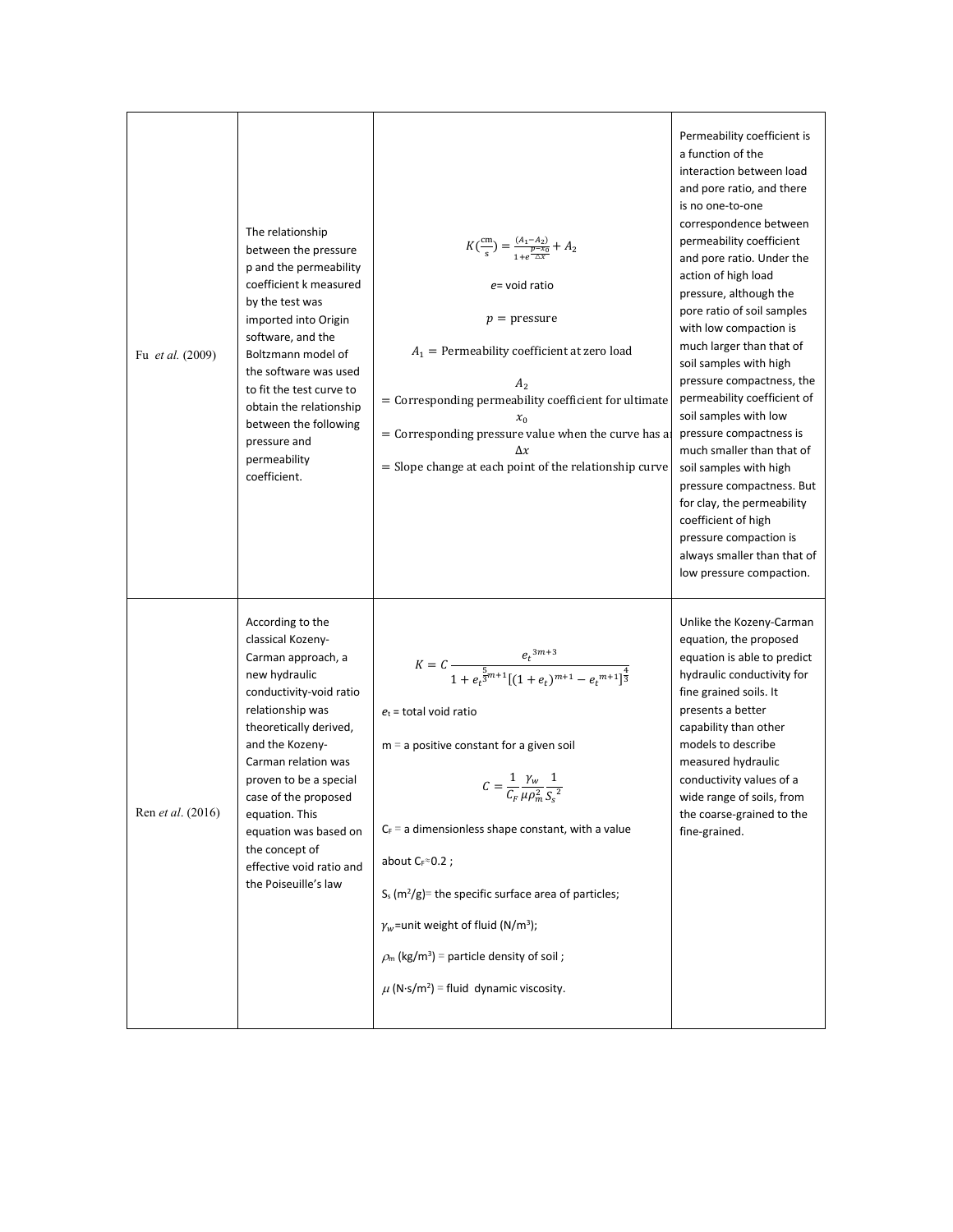| | | | |
|---|---|---|---|
| Fu *et al.* (2009) | The relationship between the pressure p and the permeability coefficient k measured by the test was imported into Origin software, and the Boltzmann model of the software was used to fit the test curve to obtain the relationship between the following pressure and permeability coefficient. | $K(\frac{\text{cm}}{\text{s}}) = \frac{(A_1 - A_2)}{1 + e^{\frac{p - x_0}{\Delta x}}} + A_2$ <br><br> $e$ = void ratio <br><br> $p$ = pressure <br><br> $A_1$ = Permeability coefficient at zero load <br><br> $A_2$ = Corresponding permeability coefficient for ultimate <br><br> $x_0$ = Corresponding pressure value when the curve has a <br><br> $\Delta x$ = Slope change at each point of the relationship curve | Permeability coefficient is a function of the interaction between load and pore ratio, and there is no one-to-one correspondence between permeability coefficient and pore ratio. Under the action of high load pressure, although the pore ratio of soil samples with low compaction is much larger than that of soil samples with high pressure compactness, the permeability coefficient of soil samples with low pressure compactness is much smaller than that of soil samples with high pressure compactness. But for clay, the permeability coefficient of high pressure compaction is always smaller than that of low pressure compaction. |
| Ren *et al.* (2016) | According to the classical Kozeny-Carman approach, a new hydraulic conductivity-void ratio relationship was theoretically derived, and the Kozeny-Carman relation was proven to be a special case of the proposed equation. This equation was based on the concept of effective void ratio and the Poiseuille's law | $K = C\frac{e_t^{3m+3}}{1 + e_t^{\frac{5}{3}m+1}[(1 + e_t)^{m+1} - e_t^{m+1}]^{\frac{4}{3}}}$ <br><br> $e_t$ = total void ratio <br><br> m = a positive constant for a given soil <br><br> $C = \frac{1}{C_F}\frac{\gamma_w}{\mu\rho_m^2}\frac{1}{S_s^2}$ <br><br> $C_F$ = a dimensionless shape constant, with a value about $C_F \approx 0.2$ ; <br><br> $S_s$ ($m^2$/g)= the specific surface area of particles; <br><br> $\gamma_w$=unit weight of fluid (N/$m^3$); <br><br> $\rho_m$ (kg/$m^3$) = particle density of soil ; <br><br> $\mu$ (N·s/$m^2$) = fluid dynamic viscosity. | Unlike the Kozeny-Carman equation, the proposed equation is able to predict hydraulic conductivity for fine grained soils. It presents a better capability than other models to describe measured hydraulic conductivity values of a wide range of soils, from the coarse-grained to the fine-grained. |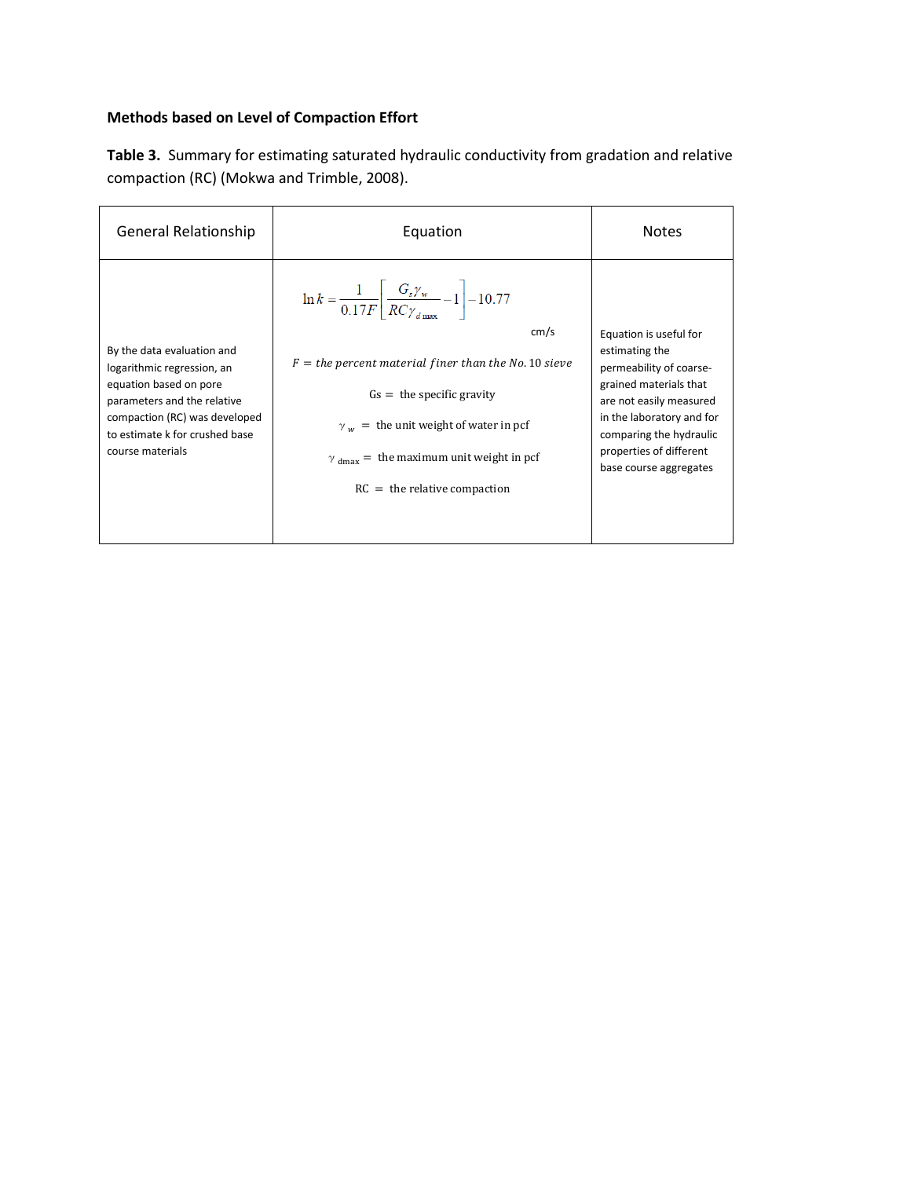**Methods based on Level of Compaction Effort**

**Table 3.** Summary for estimating saturated hydraulic conductivity from gradation and relative compaction (RC) (Mokwa and Trimble, 2008).

| General Relationship | Equation | Notes |
|---|---|---|
| By the data evaluation and logarithmic regression, an equation based on pore parameters and the relative compaction (RC) was developed to estimate k for crushed base course materials | $\ln k = \frac{1}{0.17F}\left[\frac{G_s \gamma_w}{RC\gamma_{d\max}} - 1\right] - 10.77$ cm/s <br><br> $F =$ *the percent material finer than the No.* 10 *sieve* <br><br> Gs = the specific gravity <br><br> $\gamma_w$ = the unit weight of water in pcf <br><br> $\gamma_{dmax}$ = the maximum unit weight in pcf <br><br> RC = the relative compaction | Equation is useful for estimating the permeability of coarse-grained materials that are not easily measured in the laboratory and for comparing the hydraulic properties of different base course aggregates |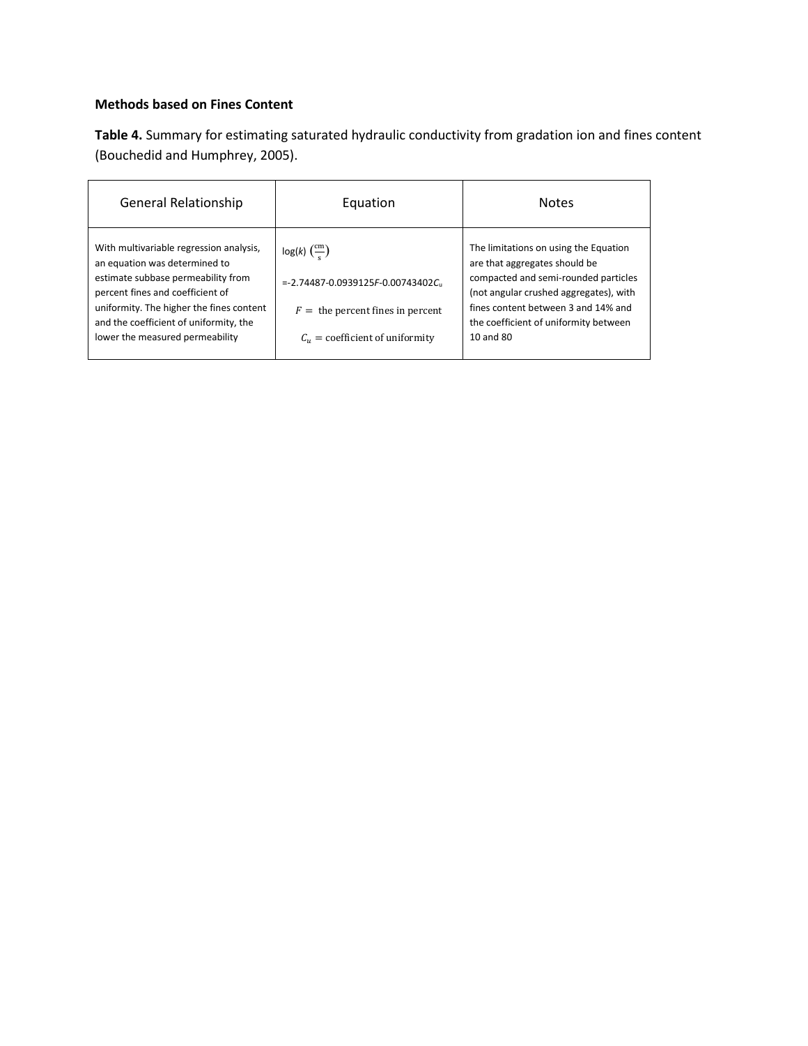**Methods based on Fines Content**

**Table 4.** Summary for estimating saturated hydraulic conductivity from gradation ion and fines content (Bouchedid and Humphrey, 2005).

| General Relationship | Equation | Notes |
|---|---|---|
| With multivariable regression analysis, an equation was determined to estimate subbase permeability from percent fines and coefficient of uniformity. The higher the fines content and the coefficient of uniformity, the lower the measured permeability | $\log(k)\ \left(\frac{\text{cm}}{\text{s}}\right)$ <br> $= -2.74487 - 0.0939125F - 0.00743402C_u$ <br> $F =$ the percent fines in percent <br> $C_u =$ coefficient of uniformity | The limitations on using the Equation are that aggregates should be compacted and semi-rounded particles (not angular crushed aggregates), with fines content between 3 and 14% and the coefficient of uniformity between 10 and 80 |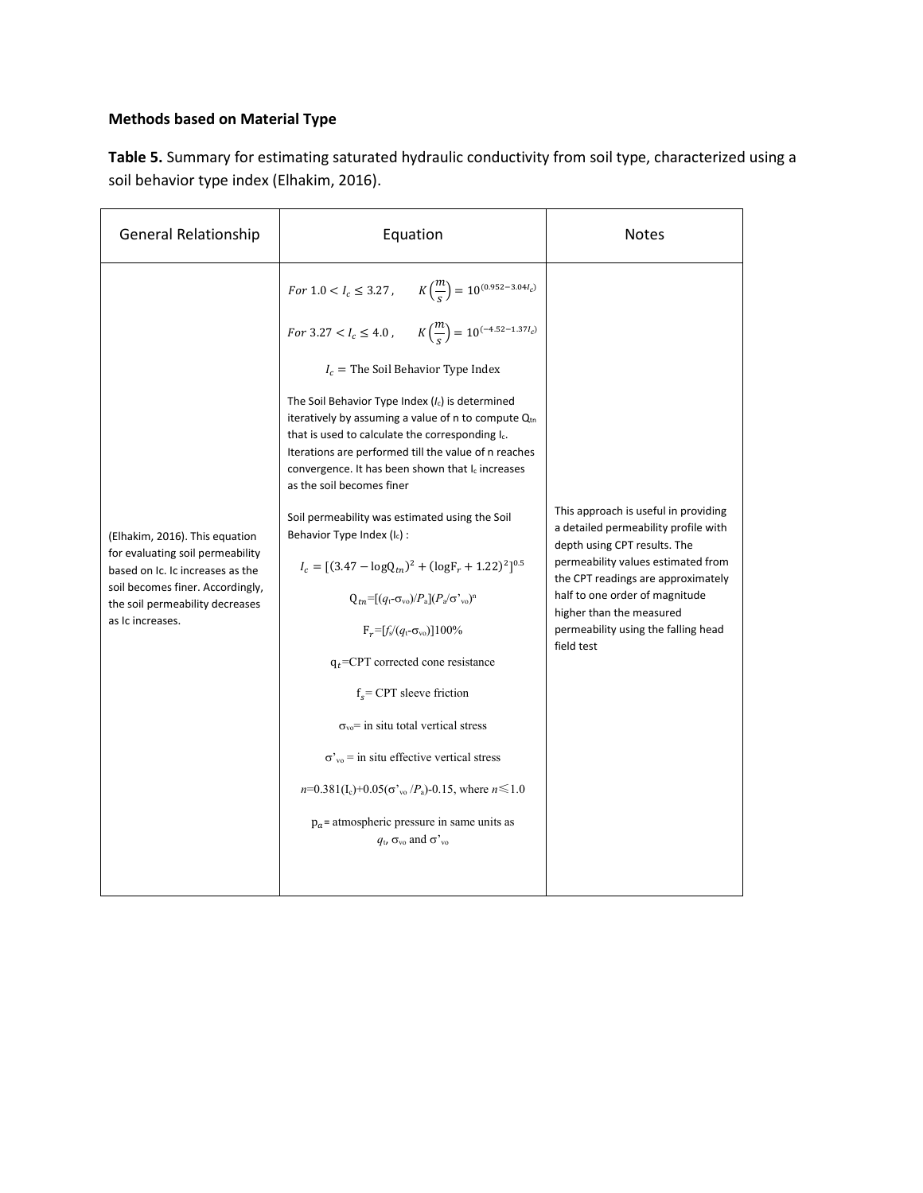**Methods based on Material Type**

**Table 5.** Summary for estimating saturated hydraulic conductivity from soil type, characterized using a soil behavior type index (Elhakim, 2016).

| General Relationship | Equation | Notes |
|---|---|---|
| (Elhakim, 2016). This equation for evaluating soil permeability based on Ic. Ic increases as the soil becomes finer. Accordingly, the soil permeability decreases as Ic increases. | $For\ 1.0 < I_c \leq 3.27, \quad K\left(\frac{m}{s}\right) = 10^{(0.952-3.04I_c)}$ <br><br> $For\ 3.27 < I_c \leq 4.0, \quad K\left(\frac{m}{s}\right) = 10^{(-4.52-1.37I_c)}$ <br><br> $I_c =$ The Soil Behavior Type Index <br><br> The Soil Behavior Type Index ($I_c$) is determined iteratively by assuming a value of n to compute $Q_{tn}$ that is used to calculate the corresponding $I_c$. Iterations are performed till the value of n reaches convergence. It has been shown that $I_c$ increases as the soil becomes finer <br><br> Soil permeability was estimated using the Soil Behavior Type Index ($I_c$) : <br><br> $I_c = [(3.47 - \log Q_{tn})^2 + (\log F_r + 1.22)^2]^{0.5}$ <br><br> $Q_{tn}=[(q_t-\sigma_{vo})/P_a](P_a/\sigma'_{vo})^n$ <br><br> $F_r=[f_s/(q_t-\sigma_{vo})]100\%$ <br><br> $q_t$=CPT corrected cone resistance <br><br> $f_s$= CPT sleeve friction <br><br> $\sigma_{vo}$= in situ total vertical stress <br><br> $\sigma'_{vo}$ = in situ effective vertical stress <br><br> $n=0.381(I_c)+0.05(\sigma'_{vo}/P_a)-0.15$, where $n \leq 1.0$ <br><br> $p_a$= atmospheric pressure in same units as $q_t$, $\sigma_{vo}$ and $\sigma'_{vo}$ | This approach is useful in providing a detailed permeability profile with depth using CPT results. The permeability values estimated from the CPT readings are approximately half to one order of magnitude higher than the measured permeability using the falling head field test |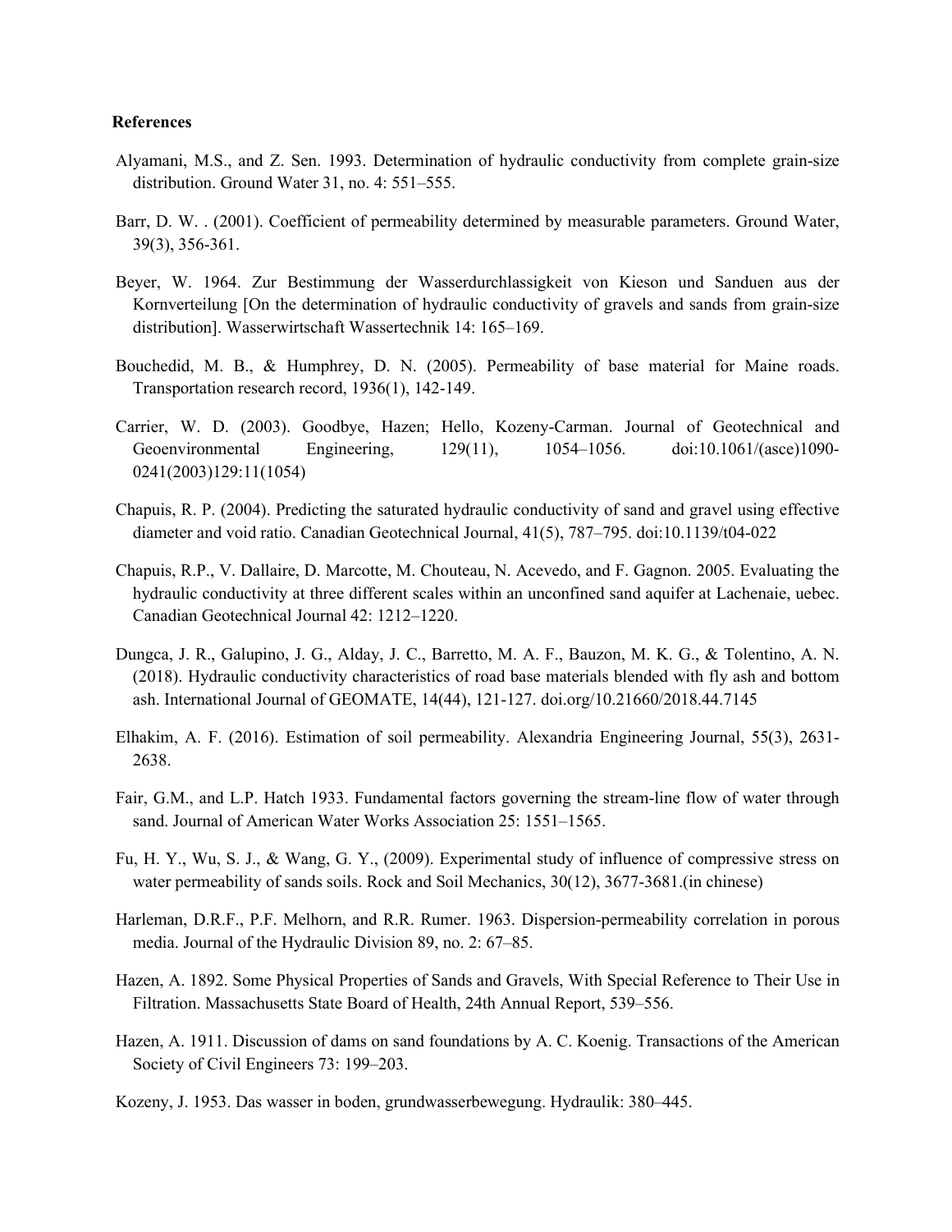**References**

Alyamani, M.S., and Z. Sen. 1993. Determination of hydraulic conductivity from complete grain-size distribution. Ground Water 31, no. 4: 551–555.

Barr, D. W. . (2001). Coefficient of permeability determined by measurable parameters. Ground Water, 39(3), 356-361.

Beyer, W. 1964. Zur Bestimmung der Wasserdurchlassigkeit von Kieson und Sanduen aus der Kornverteilung [On the determination of hydraulic conductivity of gravels and sands from grain-size distribution]. Wasserwirtschaft Wassertechnik 14: 165–169.

Bouchedid, M. B., & Humphrey, D. N. (2005). Permeability of base material for Maine roads. Transportation research record, 1936(1), 142-149.

Carrier, W. D. (2003). Goodbye, Hazen; Hello, Kozeny-Carman. Journal of Geotechnical and Geoenvironmental Engineering, 129(11), 1054–1056. doi:10.1061/(asce)1090-0241(2003)129:11(1054)

Chapuis, R. P. (2004). Predicting the saturated hydraulic conductivity of sand and gravel using effective diameter and void ratio. Canadian Geotechnical Journal, 41(5), 787–795. doi:10.1139/t04-022

Chapuis, R.P., V. Dallaire, D. Marcotte, M. Chouteau, N. Acevedo, and F. Gagnon. 2005. Evaluating the hydraulic conductivity at three different scales within an unconfined sand aquifer at Lachenaie, uebec. Canadian Geotechnical Journal 42: 1212–1220.

Dungca, J. R., Galupino, J. G., Alday, J. C., Barretto, M. A. F., Bauzon, M. K. G., & Tolentino, A. N. (2018). Hydraulic conductivity characteristics of road base materials blended with fly ash and bottom ash. International Journal of GEOMATE, 14(44), 121-127. doi.org/10.21660/2018.44.7145

Elhakim, A. F. (2016). Estimation of soil permeability. Alexandria Engineering Journal, 55(3), 2631-2638.

Fair, G.M., and L.P. Hatch 1933. Fundamental factors governing the stream-line flow of water through sand. Journal of American Water Works Association 25: 1551–1565.

Fu, H. Y., Wu, S. J., & Wang, G. Y., (2009). Experimental study of influence of compressive stress on water permeability of sands soils. Rock and Soil Mechanics, 30(12), 3677-3681.(in chinese)

Harleman, D.R.F., P.F. Melhorn, and R.R. Rumer. 1963. Dispersion-permeability correlation in porous media. Journal of the Hydraulic Division 89, no. 2: 67–85.

Hazen, A. 1892. Some Physical Properties of Sands and Gravels, With Special Reference to Their Use in Filtration. Massachusetts State Board of Health, 24th Annual Report, 539–556.

Hazen, A. 1911. Discussion of dams on sand foundations by A. C. Koenig. Transactions of the American Society of Civil Engineers 73: 199–203.

Kozeny, J. 1953. Das wasser in boden, grundwasserbewegung. Hydraulik: 380–445.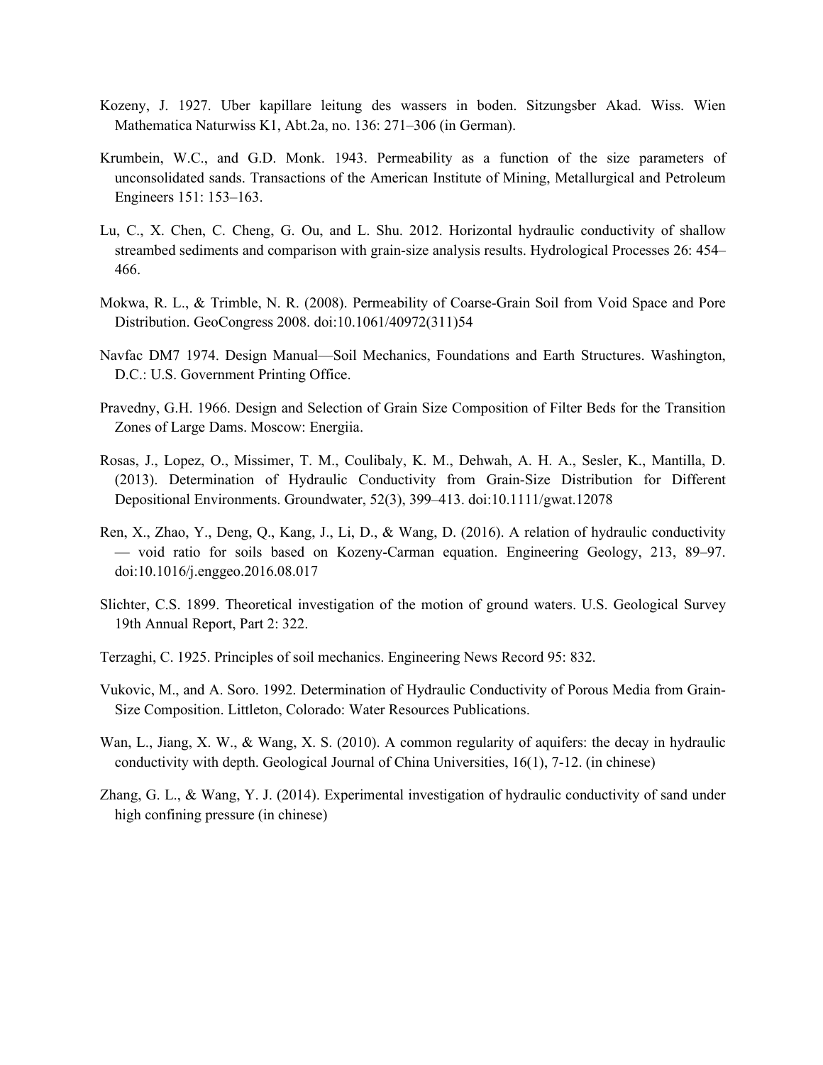Kozeny, J. 1927. Uber kapillare leitung des wassers in boden. Sitzungsber Akad. Wiss. Wien Mathematica Naturwiss K1, Abt.2a, no. 136: 271–306 (in German).

Krumbein, W.C., and G.D. Monk. 1943. Permeability as a function of the size parameters of unconsolidated sands. Transactions of the American Institute of Mining, Metallurgical and Petroleum Engineers 151: 153–163.

Lu, C., X. Chen, C. Cheng, G. Ou, and L. Shu. 2012. Horizontal hydraulic conductivity of shallow streambed sediments and comparison with grain-size analysis results. Hydrological Processes 26: 454–466.

Mokwa, R. L., & Trimble, N. R. (2008). Permeability of Coarse-Grain Soil from Void Space and Pore Distribution. GeoCongress 2008. doi:10.1061/40972(311)54

Navfac DM7 1974. Design Manual—Soil Mechanics, Foundations and Earth Structures. Washington, D.C.: U.S. Government Printing Office.

Pravedny, G.H. 1966. Design and Selection of Grain Size Composition of Filter Beds for the Transition Zones of Large Dams. Moscow: Energiia.

Rosas, J., Lopez, O., Missimer, T. M., Coulibaly, K. M., Dehwah, A. H. A., Sesler, K., Mantilla, D. (2013). Determination of Hydraulic Conductivity from Grain-Size Distribution for Different Depositional Environments. Groundwater, 52(3), 399–413. doi:10.1111/gwat.12078

Ren, X., Zhao, Y., Deng, Q., Kang, J., Li, D., & Wang, D. (2016). A relation of hydraulic conductivity — void ratio for soils based on Kozeny-Carman equation. Engineering Geology, 213, 89–97. doi:10.1016/j.enggeo.2016.08.017

Slichter, C.S. 1899. Theoretical investigation of the motion of ground waters. U.S. Geological Survey 19th Annual Report, Part 2: 322.

Terzaghi, C. 1925. Principles of soil mechanics. Engineering News Record 95: 832.

Vukovic, M., and A. Soro. 1992. Determination of Hydraulic Conductivity of Porous Media from Grain-Size Composition. Littleton, Colorado: Water Resources Publications.

Wan, L., Jiang, X. W., & Wang, X. S. (2010). A common regularity of aquifers: the decay in hydraulic conductivity with depth. Geological Journal of China Universities, 16(1), 7-12. (in chinese)

Zhang, G. L., & Wang, Y. J. (2014). Experimental investigation of hydraulic conductivity of sand under high confining pressure (in chinese)